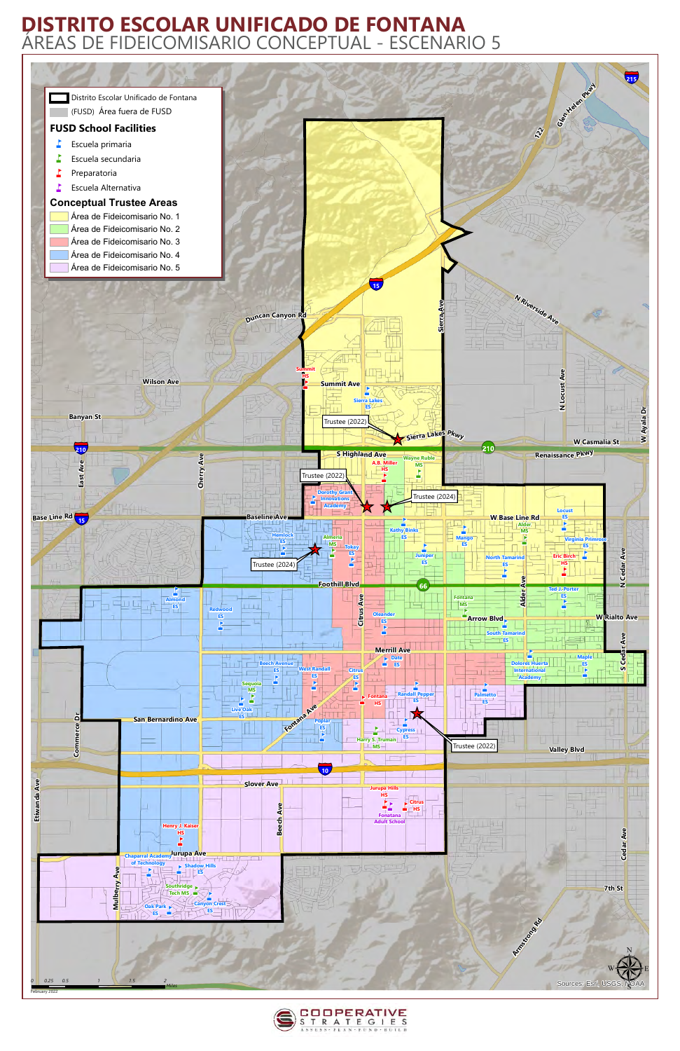# DISTRITO ESCOLAR UNIFICADO DE FONTANA

## ÁREAS DE FIDEICOMISARIO CONCEPTUAL - ESCENARIO 5

- Distrito Escolar Unificado de Fontana
- (FUSD) Área fuera de FUSD

**FUSD School Facilities**

- Escuela primaria
- Escuela secundaria
- Preparatoria
- Escuela Alternativa

**Conceptual Trustee Areas**

- Área de Fideicomisario No. 1
- Área de Fideicomisario No. 2
- Área de Fideicomisario No. 3
- Área de Fideicomisario No. 4
- Área de Fideicomisario No. 5

Trustee (2022)

Trustee (2022)

Trustee (2024)

Trustee (2024)

Trustee (2022)

Sources: Esri, USGS, NOAA

February 2022

COOPERATIVE STRATEGIES

ASSESS · PLAN · FUND · BUILD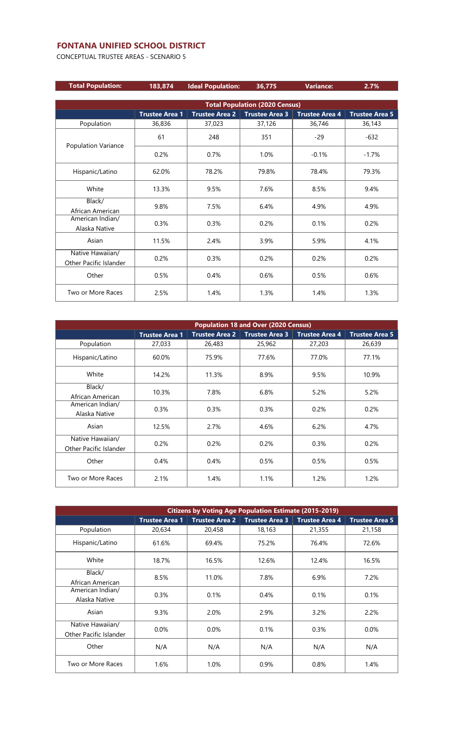# FONTANA UNIFIED SCHOOL DISTRICT

CONCEPTUAL TRUSTEE AREAS - SCENARIO 5

| Total Population: | 183,874 | Ideal Population: | 36,775 | Variance: | 2.7% |
|---|---|---|---|---|---|

| Total Population (2020 Census) | | | | | |
|---|---|---|---|---|---|
| | Trustee Area 1 | Trustee Area 2 | Trustee Area 3 | Trustee Area 4 | Trustee Area 5 |
| Population | 36,836 | 37,023 | 37,126 | 36,746 | 36,143 |
| Population Variance | 61 | 248 | 351 | -29 | -632 |
| | 0.2% | 0.7% | 1.0% | -0.1% | -1.7% |
| Hispanic/Latino | 62.0% | 78.2% | 79.8% | 78.4% | 79.3% |
| White | 13.3% | 9.5% | 7.6% | 8.5% | 9.4% |
| Black/ African American | 9.8% | 7.5% | 6.4% | 4.9% | 4.9% |
| American Indian/ Alaska Native | 0.3% | 0.3% | 0.2% | 0.1% | 0.2% |
| Asian | 11.5% | 2.4% | 3.9% | 5.9% | 4.1% |
| Native Hawaiian/ Other Pacific Islander | 0.2% | 0.3% | 0.2% | 0.2% | 0.2% |
| Other | 0.5% | 0.4% | 0.6% | 0.5% | 0.6% |
| Two or More Races | 2.5% | 1.4% | 1.3% | 1.4% | 1.3% |

| Population 18 and Over (2020 Census) | | | | | |
|---|---|---|---|---|---|
| | Trustee Area 1 | Trustee Area 2 | Trustee Area 3 | Trustee Area 4 | Trustee Area 5 |
| Population | 27,033 | 26,483 | 25,962 | 27,203 | 26,639 |
| Hispanic/Latino | 60.0% | 75.9% | 77.6% | 77.0% | 77.1% |
| White | 14.2% | 11.3% | 8.9% | 9.5% | 10.9% |
| Black/ African American | 10.3% | 7.8% | 6.8% | 5.2% | 5.2% |
| American Indian/ Alaska Native | 0.3% | 0.3% | 0.3% | 0.2% | 0.2% |
| Asian | 12.5% | 2.7% | 4.6% | 6.2% | 4.7% |
| Native Hawaiian/ Other Pacific Islander | 0.2% | 0.2% | 0.2% | 0.3% | 0.2% |
| Other | 0.4% | 0.4% | 0.5% | 0.5% | 0.5% |
| Two or More Races | 2.1% | 1.4% | 1.1% | 1.2% | 1.2% |

| Citizens by Voting Age Population Estimate (2015-2019) | | | | | |
|---|---|---|---|---|---|
| | Trustee Area 1 | Trustee Area 2 | Trustee Area 3 | Trustee Area 4 | Trustee Area 5 |
| Population | 20,634 | 20,458 | 18,163 | 21,355 | 21,158 |
| Hispanic/Latino | 61.6% | 69.4% | 75.2% | 76.4% | 72.6% |
| White | 18.7% | 16.5% | 12.6% | 12.4% | 16.5% |
| Black/ African American | 8.5% | 11.0% | 7.8% | 6.9% | 7.2% |
| American Indian/ Alaska Native | 0.3% | 0.1% | 0.4% | 0.1% | 0.1% |
| Asian | 9.3% | 2.0% | 2.9% | 3.2% | 2.2% |
| Native Hawaiian/ Other Pacific Islander | 0.0% | 0.0% | 0.1% | 0.3% | 0.0% |
| Other | N/A | N/A | N/A | N/A | N/A |
| Two or More Races | 1.6% | 1.0% | 0.9% | 0.8% | 1.4% |